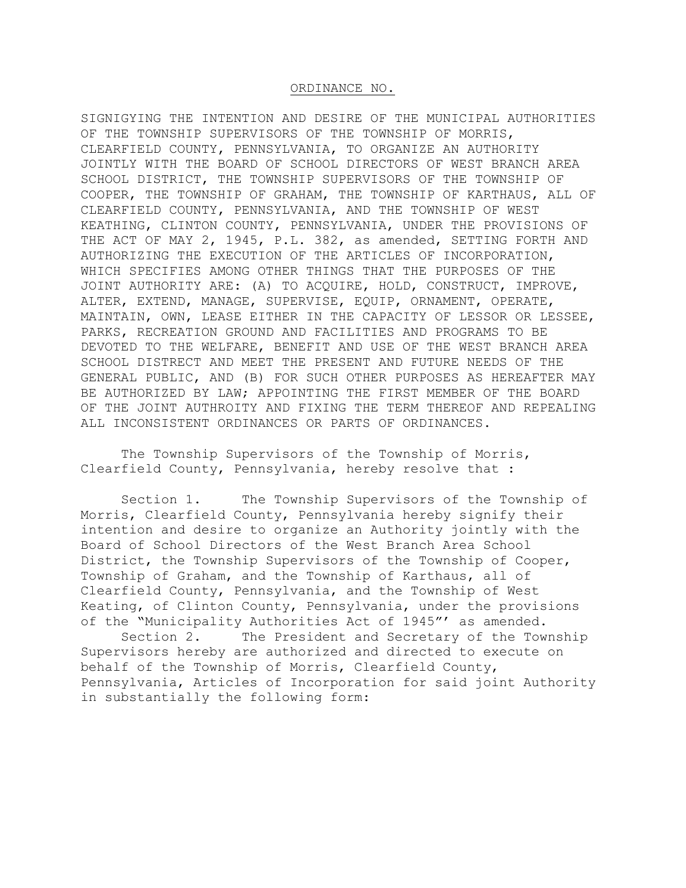ORDINANCE NO.

SIGNIGYING THE INTENTION AND DESIRE OF THE MUNICIPAL AUTHORITIES OF THE TOWNSHIP SUPERVISORS OF THE TOWNSHIP OF MORRIS, CLEARFIELD COUNTY, PENNSYLVANIA, TO ORGANIZE AN AUTHORITY JOINTLY WITH THE BOARD OF SCHOOL DIRECTORS OF WEST BRANCH AREA SCHOOL DISTRICT, THE TOWNSHIP SUPERVISORS OF THE TOWNSHIP OF COOPER, THE TOWNSHIP OF GRAHAM, THE TOWNSHIP OF KARTHAUS, ALL OF CLEARFIELD COUNTY, PENNSYLVANIA, AND THE TOWNSHIP OF WEST KEATHING, CLINTON COUNTY, PENNSYLVANIA, UNDER THE PROVISIONS OF THE ACT OF MAY 2, 1945, P.L. 382, as amended, SETTING FORTH AND AUTHORIZING THE EXECUTION OF THE ARTICLES OF INCORPORATION, WHICH SPECIFIES AMONG OTHER THINGS THAT THE PURPOSES OF THE JOINT AUTHORITY ARE: (A) TO ACQUIRE, HOLD, CONSTRUCT, IMPROVE, ALTER, EXTEND, MANAGE, SUPERVISE, EQUIP, ORNAMENT, OPERATE, MAINTAIN, OWN, LEASE EITHER IN THE CAPACITY OF LESSOR OR LESSEE, PARKS, RECREATION GROUND AND FACILITIES AND PROGRAMS TO BE DEVOTED TO THE WELFARE, BENEFIT AND USE OF THE WEST BRANCH AREA SCHOOL DISTRECT AND MEET THE PRESENT AND FUTURE NEEDS OF THE GENERAL PUBLIC, AND (B) FOR SUCH OTHER PURPOSES AS HEREAFTER MAY BE AUTHORIZED BY LAW; APPOINTING THE FIRST MEMBER OF THE BOARD OF THE JOINT AUTHROITY AND FIXING THE TERM THEREOF AND REPEALING ALL INCONSISTENT ORDINANCES OR PARTS OF ORDINANCES.

The Township Supervisors of the Township of Morris, Clearfield County, Pennsylvania, hereby resolve that :

Section 1. The Township Supervisors of the Township of Morris, Clearfield County, Pennsylvania hereby signify their intention and desire to organize an Authority jointly with the Board of School Directors of the West Branch Area School District, the Township Supervisors of the Township of Cooper, Township of Graham, and the Township of Karthaus, all of Clearfield County, Pennsylvania, and the Township of West Keating, of Clinton County, Pennsylvania, under the provisions of the "Municipality Authorities Act of 1945"' as amended.

Section 2. The President and Secretary of the Township Supervisors hereby are authorized and directed to execute on behalf of the Township of Morris, Clearfield County, Pennsylvania, Articles of Incorporation for said joint Authority in substantially the following form: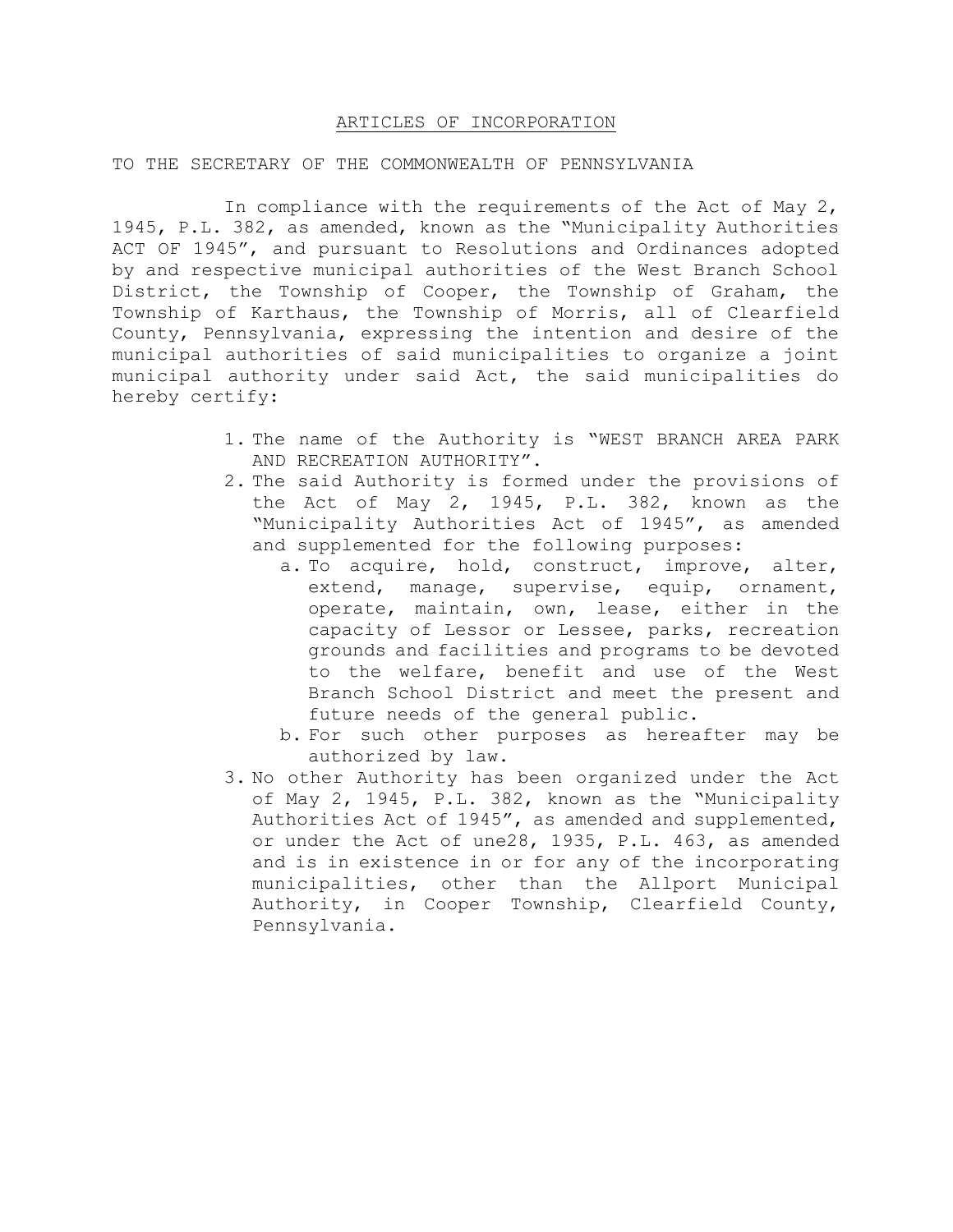ARTICLES OF INCORPORATION

TO THE SECRETARY OF THE COMMONWEALTH OF PENNSYLVANIA

In compliance with the requirements of the Act of May 2, 1945, P.L. 382, as amended, known as the "Municipality Authorities ACT OF 1945", and pursuant to Resolutions and Ordinances adopted by and respective municipal authorities of the West Branch School District, the Township of Cooper, the Township of Graham, the Township of Karthaus, the Township of Morris, all of Clearfield County, Pennsylvania, expressing the intention and desire of the municipal authorities of said municipalities to organize a joint municipal authority under said Act, the said municipalities do hereby certify:

1. The name of the Authority is "WEST BRANCH AREA PARK AND RECREATION AUTHORITY".
2. The said Authority is formed under the provisions of the Act of May 2, 1945, P.L. 382, known as the "Municipality Authorities Act of 1945", as amended and supplemented for the following purposes:
   a. To acquire, hold, construct, improve, alter, extend, manage, supervise, equip, ornament, operate, maintain, own, lease, either in the capacity of Lessor or Lessee, parks, recreation grounds and facilities and programs to be devoted to the welfare, benefit and use of the West Branch School District and meet the present and future needs of the general public.
   b. For such other purposes as hereafter may be authorized by law.
3. No other Authority has been organized under the Act of May 2, 1945, P.L. 382, known as the "Municipality Authorities Act of 1945", as amended and supplemented, or under the Act of une28, 1935, P.L. 463, as amended and is in existence in or for any of the incorporating municipalities, other than the Allport Municipal Authority, in Cooper Township, Clearfield County, Pennsylvania.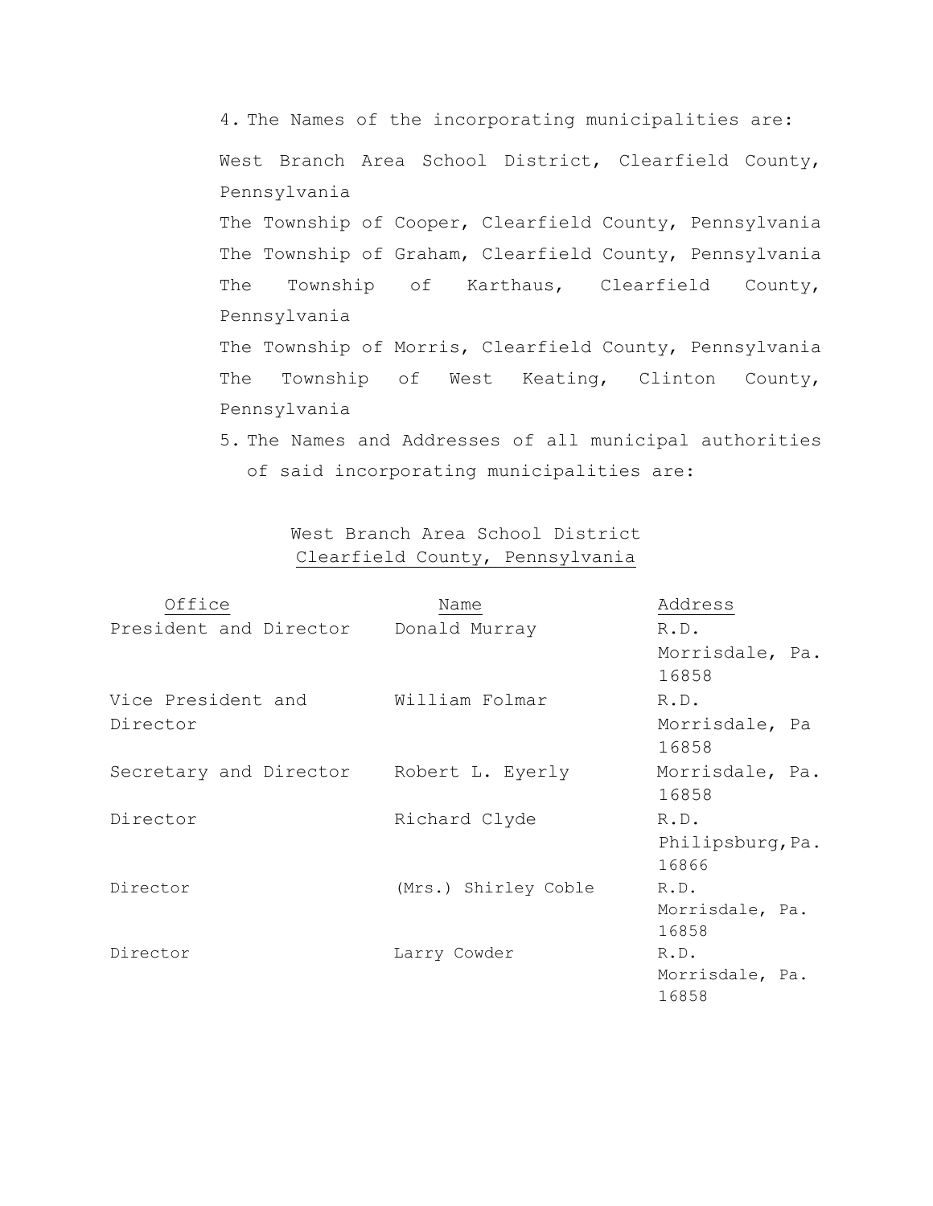4. The Names of the incorporating municipalities are:

West Branch Area School District, Clearfield County, Pennsylvania

The Township of Cooper, Clearfield County, Pennsylvania

The Township of Graham, Clearfield County, Pennsylvania

The Township of Karthaus, Clearfield County, Pennsylvania

The Township of Morris, Clearfield County, Pennsylvania

The Township of West Keating, Clinton County, Pennsylvania

5. The Names and Addresses of all municipal authorities of said incorporating municipalities are:

West Branch Area School District
<u>Clearfield County, Pennsylvania</u>

| Office | Name | Address |
|---|---|---|
| President and Director | Donald Murray | R.D. Morrisdale, Pa. 16858 |
| Vice President and Director | William Folmar | R.D. Morrisdale, Pa 16858 |
| Secretary and Director | Robert L. Eyerly | Morrisdale, Pa. 16858 |
| Director | Richard Clyde | R.D. Philipsburg,Pa. 16866 |
| Director | (Mrs.) Shirley Coble | R.D. Morrisdale, Pa. 16858 |
| Director | Larry Cowder | R.D. Morrisdale, Pa. 16858 |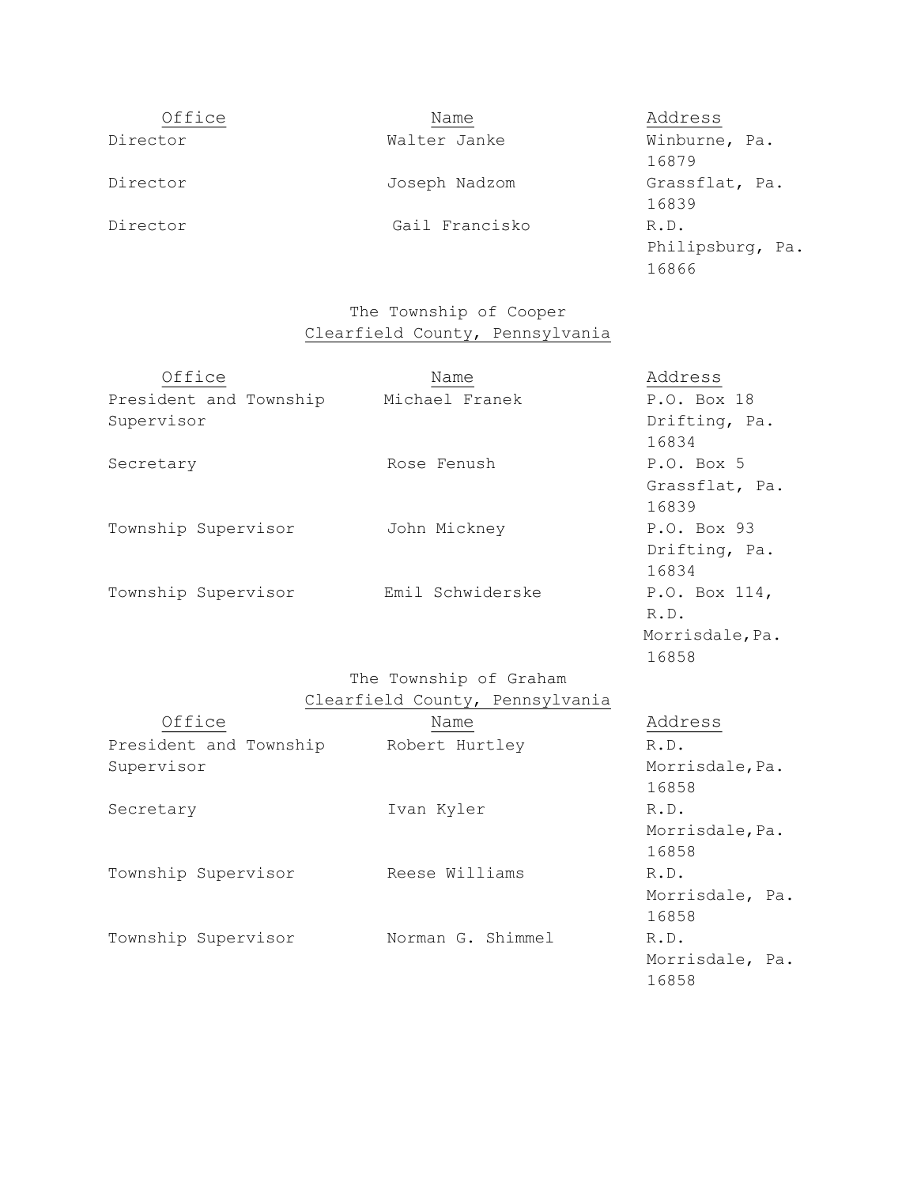| Office | Name | Address |
| --- | --- | --- |
| Director | Walter Janke | Winburne, Pa. 16879 |
| Director | Joseph Nadzom | Grassflat, Pa. 16839 |
| Director | Gail Francisko | R.D. Philipsburg, Pa. 16866 |

The Township of Cooper
Clearfield County, Pennsylvania

| Office | Name | Address |
| --- | --- | --- |
| President and Township Supervisor | Michael Franek | P.O. Box 18 Drifting, Pa. 16834 |
| Secretary | Rose Fenush | P.O. Box 5 Grassflat, Pa. 16839 |
| Township Supervisor | John Mickney | P.O. Box 93 Drifting, Pa. 16834 |
| Township Supervisor | Emil Schwiderske | P.O. Box 114, R.D. Morrisdale,Pa. 16858 |

The Township of Graham
Clearfield County, Pennsylvania

| Office | Name | Address |
| --- | --- | --- |
| President and Township Supervisor | Robert Hurtley | R.D. Morrisdale,Pa. 16858 |
| Secretary | Ivan Kyler | R.D. Morrisdale,Pa. 16858 |
| Township Supervisor | Reese Williams | R.D. Morrisdale, Pa. 16858 |
| Township Supervisor | Norman G. Shimmel | R.D. Morrisdale, Pa. 16858 |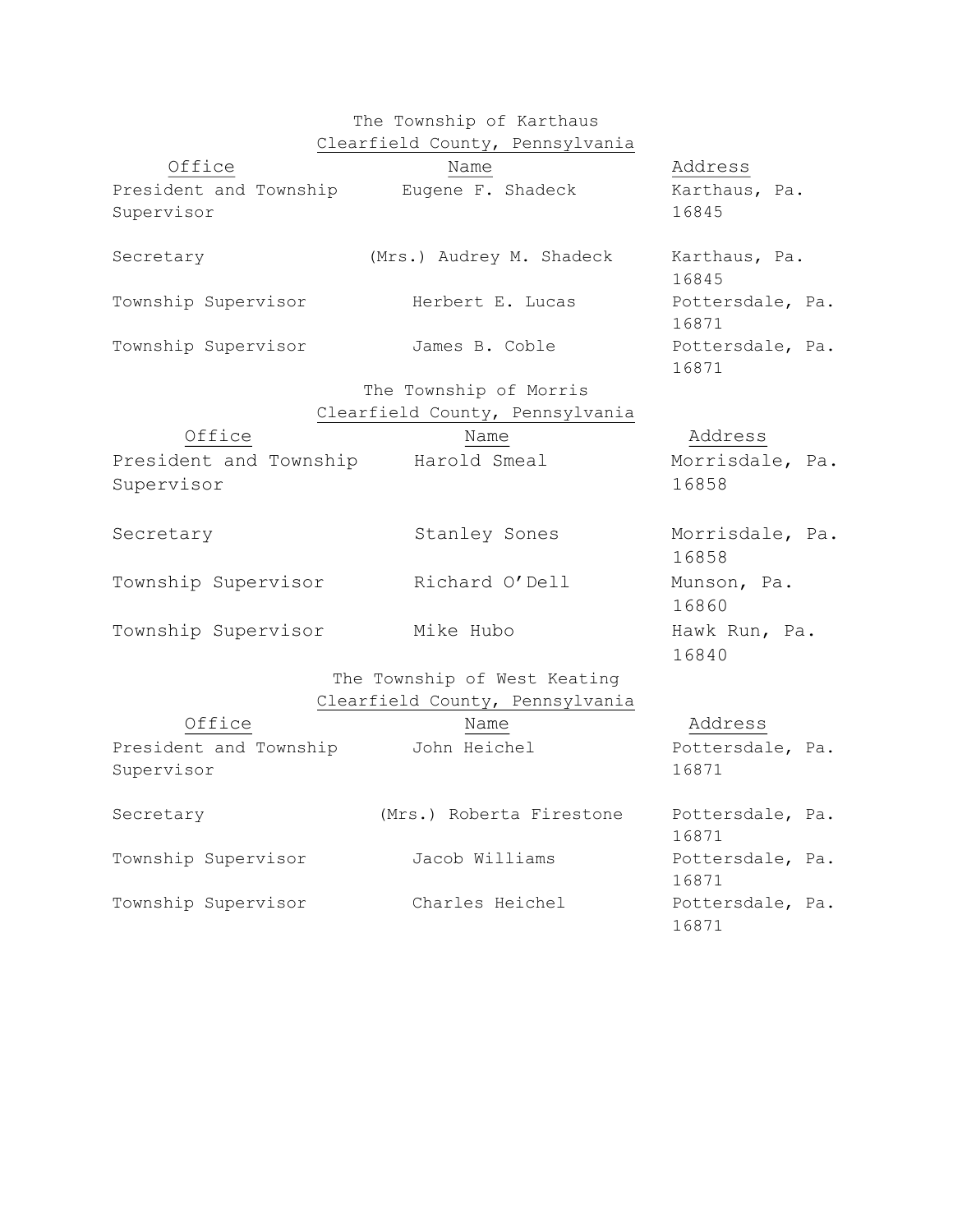The Township of Karthaus
Clearfield County, Pennsylvania

| Office | Name | Address |
|---|---|---|
| President and Township Supervisor | Eugene F. Shadeck | Karthaus, Pa. 16845 |
| Secretary | (Mrs.) Audrey M. Shadeck | Karthaus, Pa. 16845 |
| Township Supervisor | Herbert E. Lucas | Pottersdale, Pa. 16871 |
| Township Supervisor | James B. Coble | Pottersdale, Pa. 16871 |

The Township of Morris
Clearfield County, Pennsylvania

| Office | Name | Address |
|---|---|---|
| President and Township Supervisor | Harold Smeal | Morrisdale, Pa. 16858 |
| Secretary | Stanley Sones | Morrisdale, Pa. 16858 |
| Township Supervisor | Richard O'Dell | Munson, Pa. 16860 |
| Township Supervisor | Mike Hubo | Hawk Run, Pa. 16840 |

The Township of West Keating
Clearfield County, Pennsylvania

| Office | Name | Address |
|---|---|---|
| President and Township Supervisor | John Heichel | Pottersdale, Pa. 16871 |
| Secretary | (Mrs.) Roberta Firestone | Pottersdale, Pa. 16871 |
| Township Supervisor | Jacob Williams | Pottersdale, Pa. 16871 |
| Township Supervisor | Charles Heichel | Pottersdale, Pa. 16871 |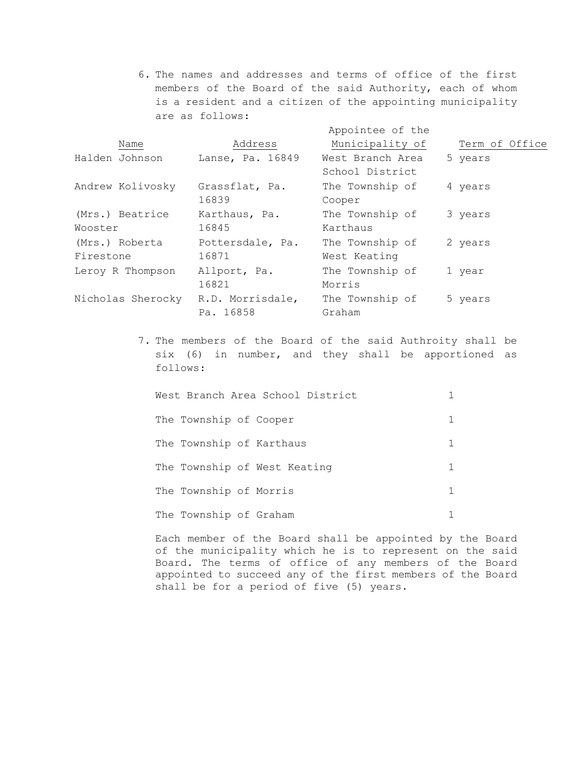6. The names and addresses and terms of office of the first members of the Board of the said Authority, each of whom is a resident and a citizen of the appointing municipality are as follows:

| Name | Address | Appointee of the Municipality of | Term of Office |
|---|---|---|---|
| Halden Johnson | Lanse, Pa. 16849 | West Branch Area School District | 5 years |
| Andrew Kolivosky | Grassflat, Pa. 16839 | The Township of Cooper | 4 years |
| (Mrs.) Beatrice Wooster | Karthaus, Pa. 16845 | The Township of Karthaus | 3 years |
| (Mrs.) Roberta Firestone | Pottersdale, Pa. 16871 | The Township of West Keating | 2 years |
| Leroy R Thompson | Allport, Pa. 16821 | The Township of Morris | 1 year |
| Nicholas Sherocky | R.D. Morrisdale, Pa. 16858 | The Township of Graham | 5 years |

7. The members of the Board of the said Authroity shall be six (6) in number, and they shall be apportioned as follows:

| | |
|---|---|
| West Branch Area School District | 1 |
| The Township of Cooper | 1 |
| The Township of Karthaus | 1 |
| The Township of West Keating | 1 |
| The Township of Morris | 1 |
| The Township of Graham | 1 |

Each member of the Board shall be appointed by the Board of the municipality which he is to represent on the said Board. The terms of office of any members of the Board appointed to succeed any of the first members of the Board shall be for a period of five (5) years.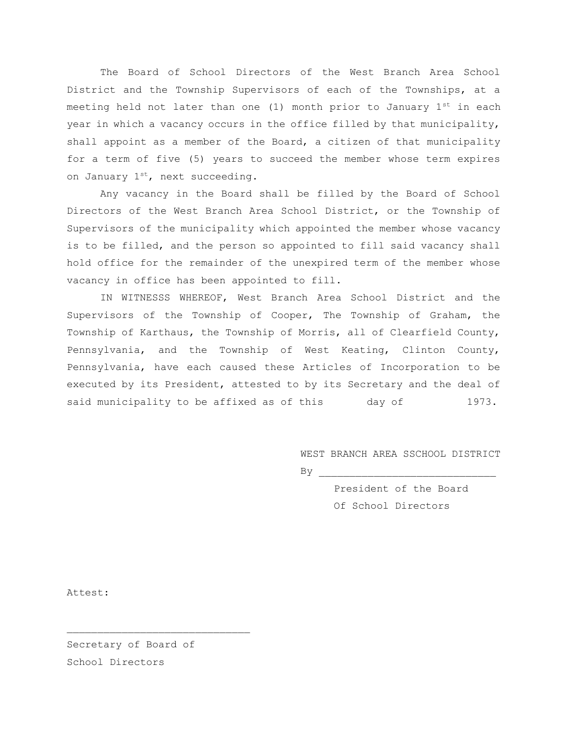The Board of School Directors of the West Branch Area School District and the Township Supervisors of each of the Townships, at a meeting held not later than one (1) month prior to January 1st in each year in which a vacancy occurs in the office filled by that municipality, shall appoint as a member of the Board, a citizen of that municipality for a term of five (5) years to succeed the member whose term expires on January 1st, next succeeding.

Any vacancy in the Board shall be filled by the Board of School Directors of the West Branch Area School District, or the Township of Supervisors of the municipality which appointed the member whose vacancy is to be filled, and the person so appointed to fill said vacancy shall hold office for the remainder of the unexpired term of the member whose vacancy in office has been appointed to fill.

IN WITNESSS WHEREOF, West Branch Area School District and the Supervisors of the Township of Cooper, The Township of Graham, the Township of Karthaus, the Township of Morris, all of Clearfield County, Pennsylvania, and the Township of West Keating, Clinton County, Pennsylvania, have each caused these Articles of Incorporation to be executed by its President, attested to by its Secretary and the deal of said municipality to be affixed as of this      day of           1973.

WEST BRANCH AREA SSCHOOL DISTRICT

By ____________________________

President of the Board
Of School Directors

Attest:

____________________________

Secretary of Board of
School Directors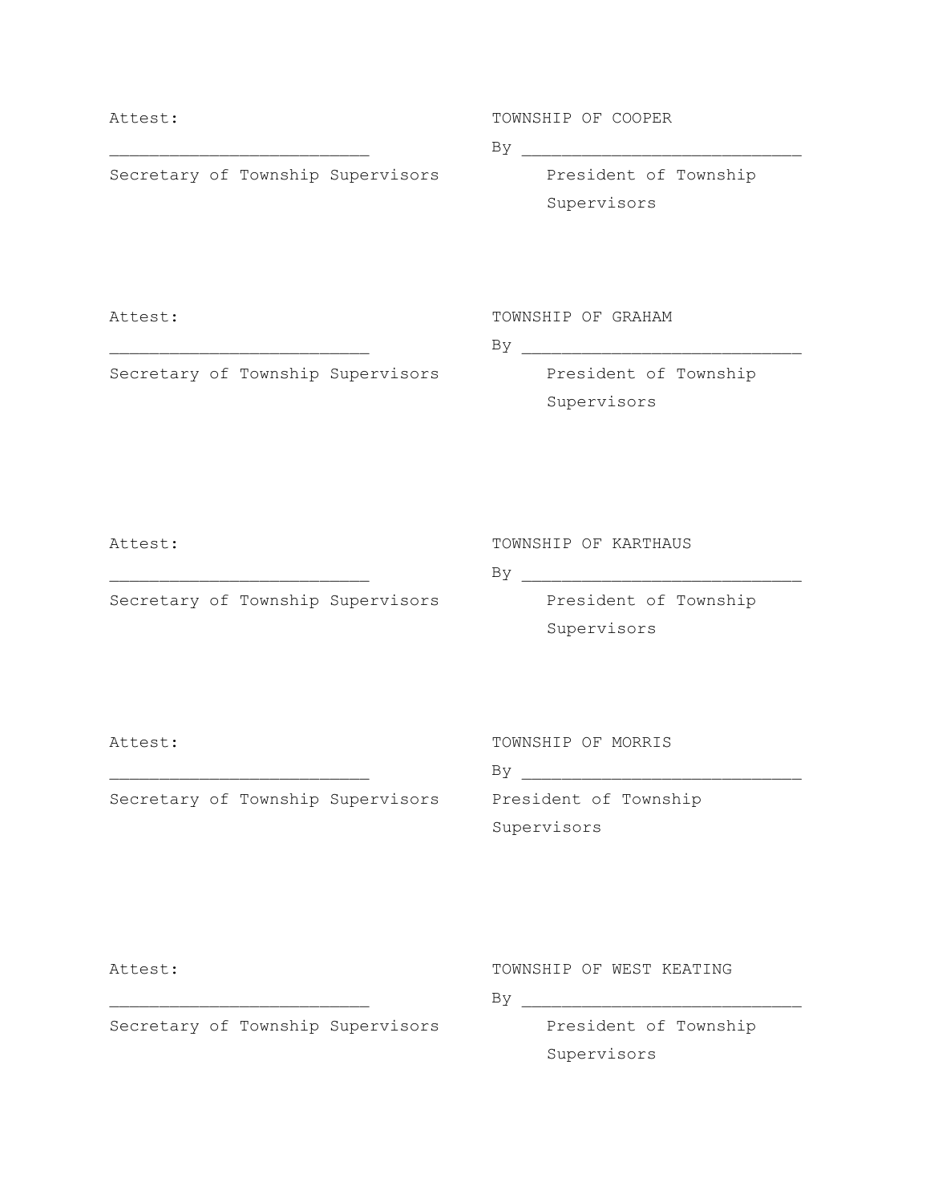Attest:

_________________________

Secretary of Township Supervisors

TOWNSHIP OF COOPER

By ___________________________

President of Township Supervisors

Attest:

_________________________

Secretary of Township Supervisors

TOWNSHIP OF GRAHAM

By ___________________________

President of Township Supervisors

Attest:

_________________________

Secretary of Township Supervisors

TOWNSHIP OF KARTHAUS

By ___________________________

President of Township Supervisors

Attest:

_________________________

Secretary of Township Supervisors

TOWNSHIP OF MORRIS

By ___________________________

President of Township Supervisors

Attest:

_________________________

Secretary of Township Supervisors

TOWNSHIP OF WEST KEATING

By ___________________________

President of Township Supervisors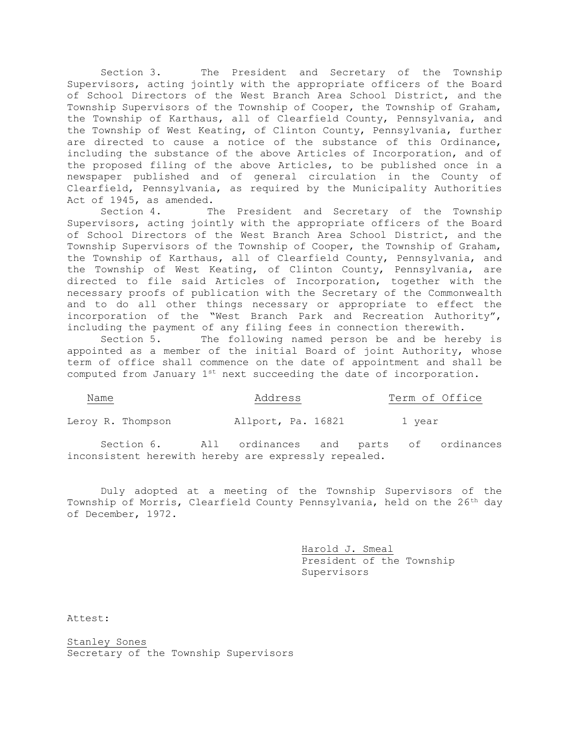Section 3. The President and Secretary of the Township Supervisors, acting jointly with the appropriate officers of the Board of School Directors of the West Branch Area School District, and the Township Supervisors of the Township of Cooper, the Township of Graham, the Township of Karthaus, all of Clearfield County, Pennsylvania, and the Township of West Keating, of Clinton County, Pennsylvania, further are directed to cause a notice of the substance of this Ordinance, including the substance of the above Articles of Incorporation, and of the proposed filing of the above Articles, to be published once in a newspaper published and of general circulation in the County of Clearfield, Pennsylvania, as required by the Municipality Authorities Act of 1945, as amended.

Section 4. The President and Secretary of the Township Supervisors, acting jointly with the appropriate officers of the Board of School Directors of the West Branch Area School District, and the Township Supervisors of the Township of Cooper, the Township of Graham, the Township of Karthaus, all of Clearfield County, Pennsylvania, and the Township of West Keating, of Clinton County, Pennsylvania, are directed to file said Articles of Incorporation, together with the necessary proofs of publication with the Secretary of the Commonwealth and to do all other things necessary or appropriate to effect the incorporation of the "West Branch Park and Recreation Authority", including the payment of any filing fees in connection therewith.

Section 5. The following named person be and be hereby is appointed as a member of the initial Board of joint Authority, whose term of office shall commence on the date of appointment and shall be computed from January 1st next succeeding the date of incorporation.

| Name | Address | Term of Office |
|---|---|---|
| Leroy R. Thompson | Allport, Pa. 16821 | 1 year |

Section 6. All ordinances and parts of ordinances inconsistent herewith hereby are expressly repealed.

Duly adopted at a meeting of the Township Supervisors of the Township of Morris, Clearfield County Pennsylvania, held on the 26th day of December, 1972.

Harold J. Smeal
President of the Township Supervisors

Attest:

Stanley Sones
Secretary of the Township Supervisors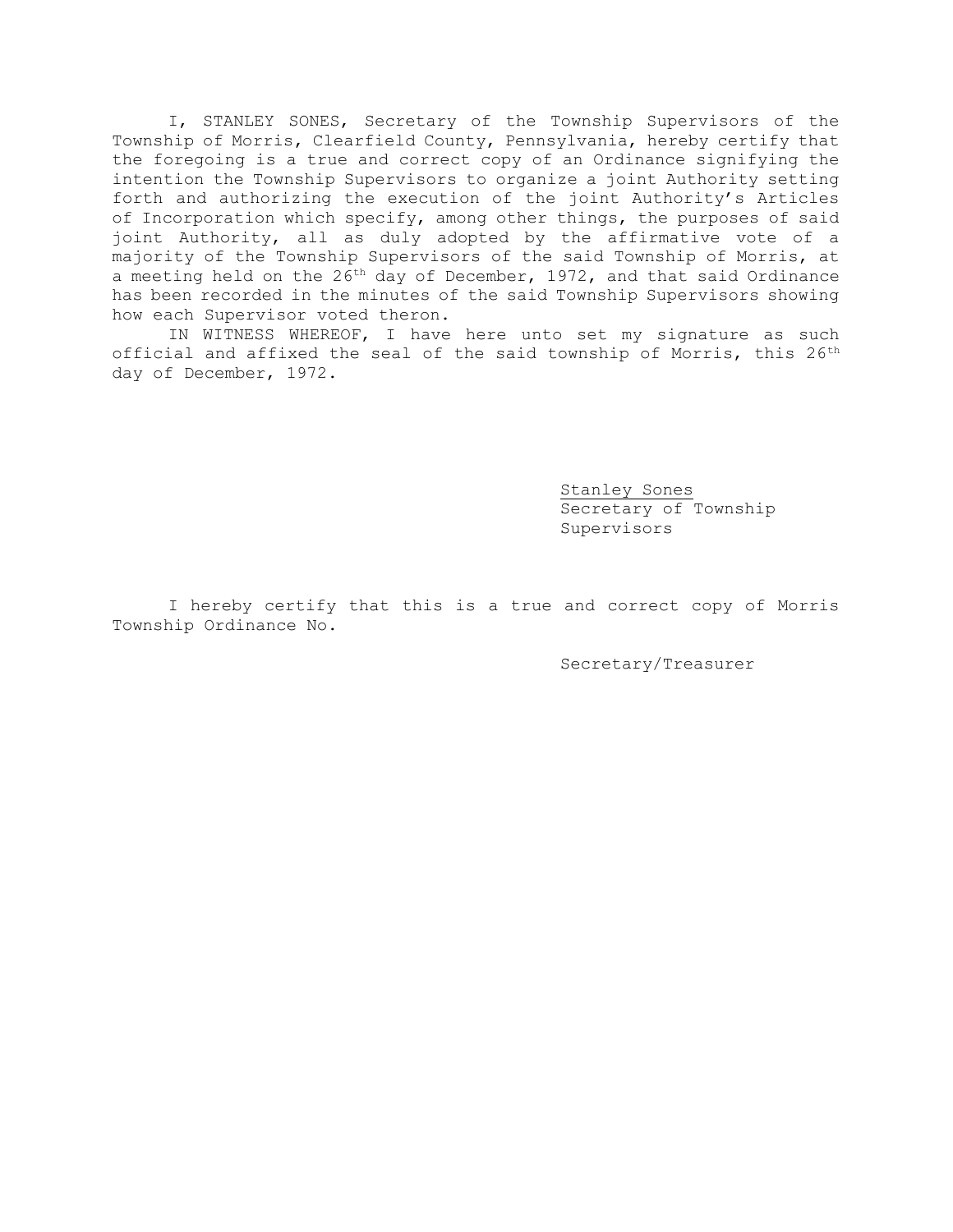I, STANLEY SONES, Secretary of the Township Supervisors of the Township of Morris, Clearfield County, Pennsylvania, hereby certify that the foregoing is a true and correct copy of an Ordinance signifying the intention the Township Supervisors to organize a joint Authority setting forth and authorizing the execution of the joint Authority's Articles of Incorporation which specify, among other things, the purposes of said joint Authority, all as duly adopted by the affirmative vote of a majority of the Township Supervisors of the said Township of Morris, at a meeting held on the 26th day of December, 1972, and that said Ordinance has been recorded in the minutes of the said Township Supervisors showing how each Supervisor voted theron.

IN WITNESS WHEREOF, I have here unto set my signature as such official and affixed the seal of the said township of Morris, this 26th day of December, 1972.

Stanley Sones
Secretary of Township Supervisors

I hereby certify that this is a true and correct copy of Morris Township Ordinance No.

Secretary/Treasurer